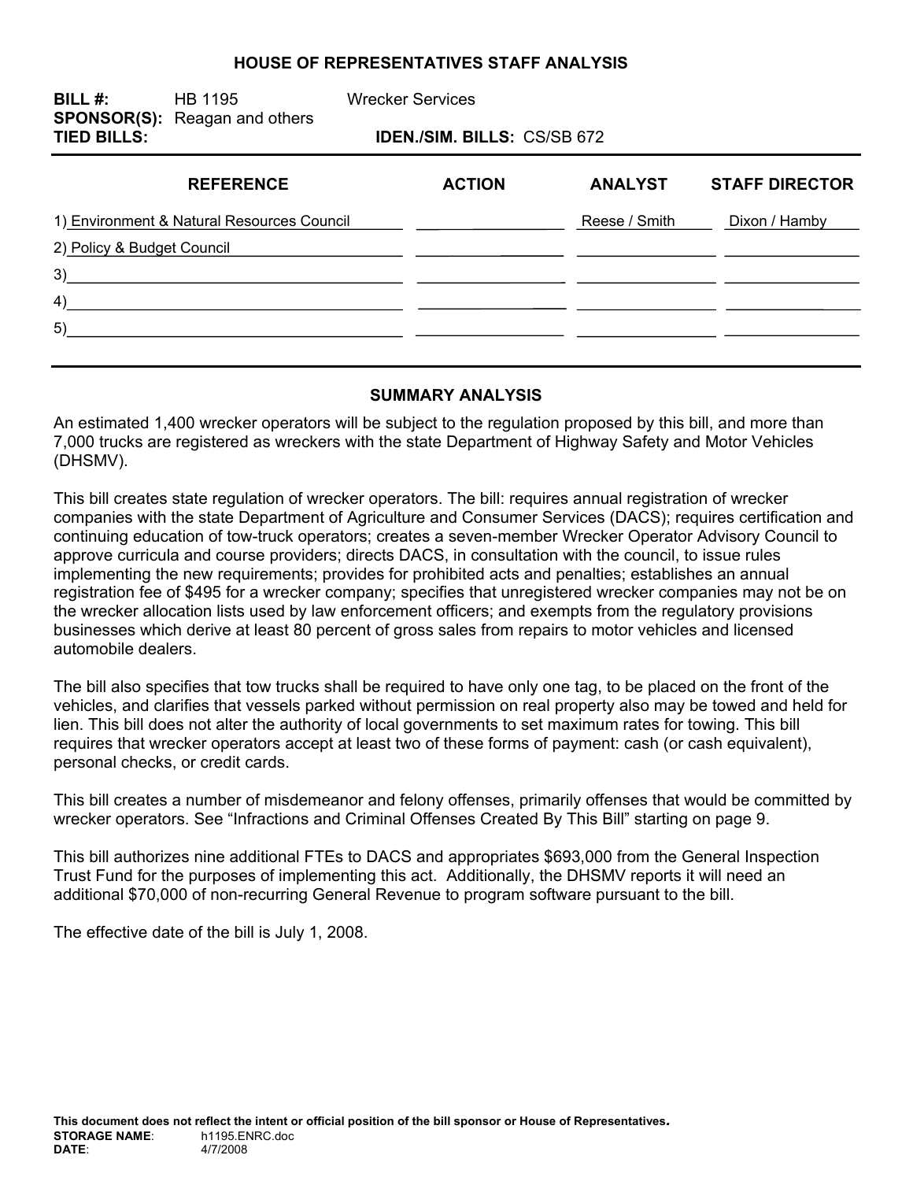# HOUSE OF REPRESENTATIVES STAFF ANALYSIS

**BILL #:** HB 1195 Wrecker Services
**SPONSOR(S):** Reagan and others
**TIED BILLS:** **IDEN./SIM. BILLS:** CS/SB 672

| REFERENCE | ACTION | ANALYST | STAFF DIRECTOR |
|---|---|---|---|
| 1) Environment & Natural Resources Council | | Reese / Smith | Dixon / Hamby |
| 2) Policy & Budget Council | | | |
| 3) | | | |
| 4) | | | |
| 5) | | | |

## SUMMARY ANALYSIS

An estimated 1,400 wrecker operators will be subject to the regulation proposed by this bill, and more than 7,000 trucks are registered as wreckers with the state Department of Highway Safety and Motor Vehicles (DHSMV).

This bill creates state regulation of wrecker operators. The bill: requires annual registration of wrecker companies with the state Department of Agriculture and Consumer Services (DACS); requires certification and continuing education of tow-truck operators; creates a seven-member Wrecker Operator Advisory Council to approve curricula and course providers; directs DACS, in consultation with the council, to issue rules implementing the new requirements; provides for prohibited acts and penalties; establishes an annual registration fee of $495 for a wrecker company; specifies that unregistered wrecker companies may not be on the wrecker allocation lists used by law enforcement officers; and exempts from the regulatory provisions businesses which derive at least 80 percent of gross sales from repairs to motor vehicles and licensed automobile dealers.

The bill also specifies that tow trucks shall be required to have only one tag, to be placed on the front of the vehicles, and clarifies that vessels parked without permission on real property also may be towed and held for lien. This bill does not alter the authority of local governments to set maximum rates for towing. This bill requires that wrecker operators accept at least two of these forms of payment: cash (or cash equivalent), personal checks, or credit cards.

This bill creates a number of misdemeanor and felony offenses, primarily offenses that would be committed by wrecker operators. See "Infractions and Criminal Offenses Created By This Bill" starting on page 9.

This bill authorizes nine additional FTEs to DACS and appropriates $693,000 from the General Inspection Trust Fund for the purposes of implementing this act. Additionally, the DHSMV reports it will need an additional $70,000 of non-recurring General Revenue to program software pursuant to the bill.

The effective date of the bill is July 1, 2008.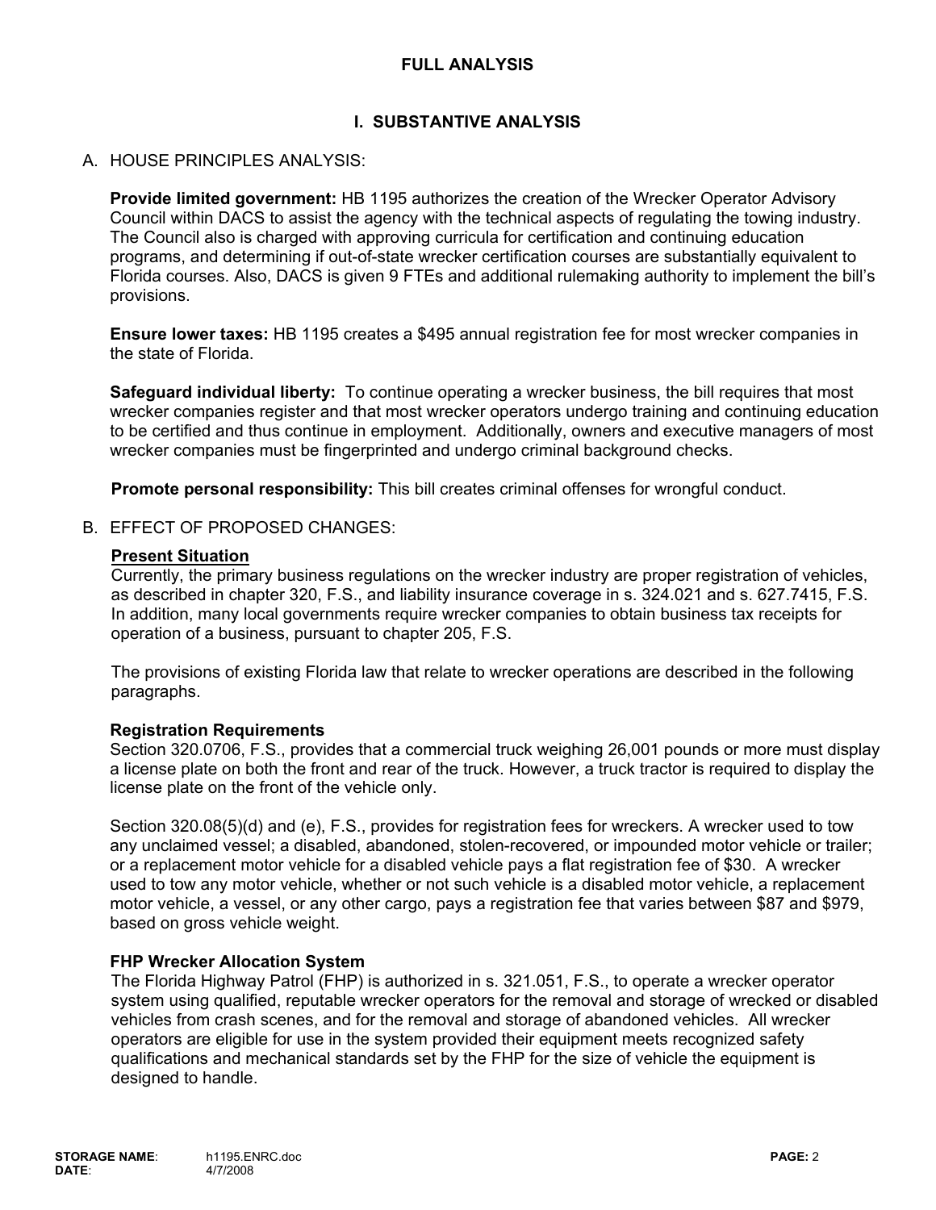## FULL ANALYSIS

## I. SUBSTANTIVE ANALYSIS

### A. HOUSE PRINCIPLES ANALYSIS:

**Provide limited government:** HB 1195 authorizes the creation of the Wrecker Operator Advisory Council within DACS to assist the agency with the technical aspects of regulating the towing industry. The Council also is charged with approving curricula for certification and continuing education programs, and determining if out-of-state wrecker certification courses are substantially equivalent to Florida courses. Also, DACS is given 9 FTEs and additional rulemaking authority to implement the bill's provisions.

**Ensure lower taxes:** HB 1195 creates a $495 annual registration fee for most wrecker companies in the state of Florida.

**Safeguard individual liberty:** To continue operating a wrecker business, the bill requires that most wrecker companies register and that most wrecker operators undergo training and continuing education to be certified and thus continue in employment. Additionally, owners and executive managers of most wrecker companies must be fingerprinted and undergo criminal background checks.

**Promote personal responsibility:** This bill creates criminal offenses for wrongful conduct.

### B. EFFECT OF PROPOSED CHANGES:

**Present Situation**

Currently, the primary business regulations on the wrecker industry are proper registration of vehicles, as described in chapter 320, F.S., and liability insurance coverage in s. 324.021 and s. 627.7415, F.S. In addition, many local governments require wrecker companies to obtain business tax receipts for operation of a business, pursuant to chapter 205, F.S.

The provisions of existing Florida law that relate to wrecker operations are described in the following paragraphs.

**Registration Requirements**

Section 320.0706, F.S., provides that a commercial truck weighing 26,001 pounds or more must display a license plate on both the front and rear of the truck. However, a truck tractor is required to display the license plate on the front of the vehicle only.

Section 320.08(5)(d) and (e), F.S., provides for registration fees for wreckers. A wrecker used to tow any unclaimed vessel; a disabled, abandoned, stolen-recovered, or impounded motor vehicle or trailer; or a replacement motor vehicle for a disabled vehicle pays a flat registration fee of $30. A wrecker used to tow any motor vehicle, whether or not such vehicle is a disabled motor vehicle, a replacement motor vehicle, a vessel, or any other cargo, pays a registration fee that varies between $87 and $979, based on gross vehicle weight.

**FHP Wrecker Allocation System**

The Florida Highway Patrol (FHP) is authorized in s. 321.051, F.S., to operate a wrecker operator system using qualified, reputable wrecker operators for the removal and storage of wrecked or disabled vehicles from crash scenes, and for the removal and storage of abandoned vehicles. All wrecker operators are eligible for use in the system provided their equipment meets recognized safety qualifications and mechanical standards set by the FHP for the size of vehicle the equipment is designed to handle.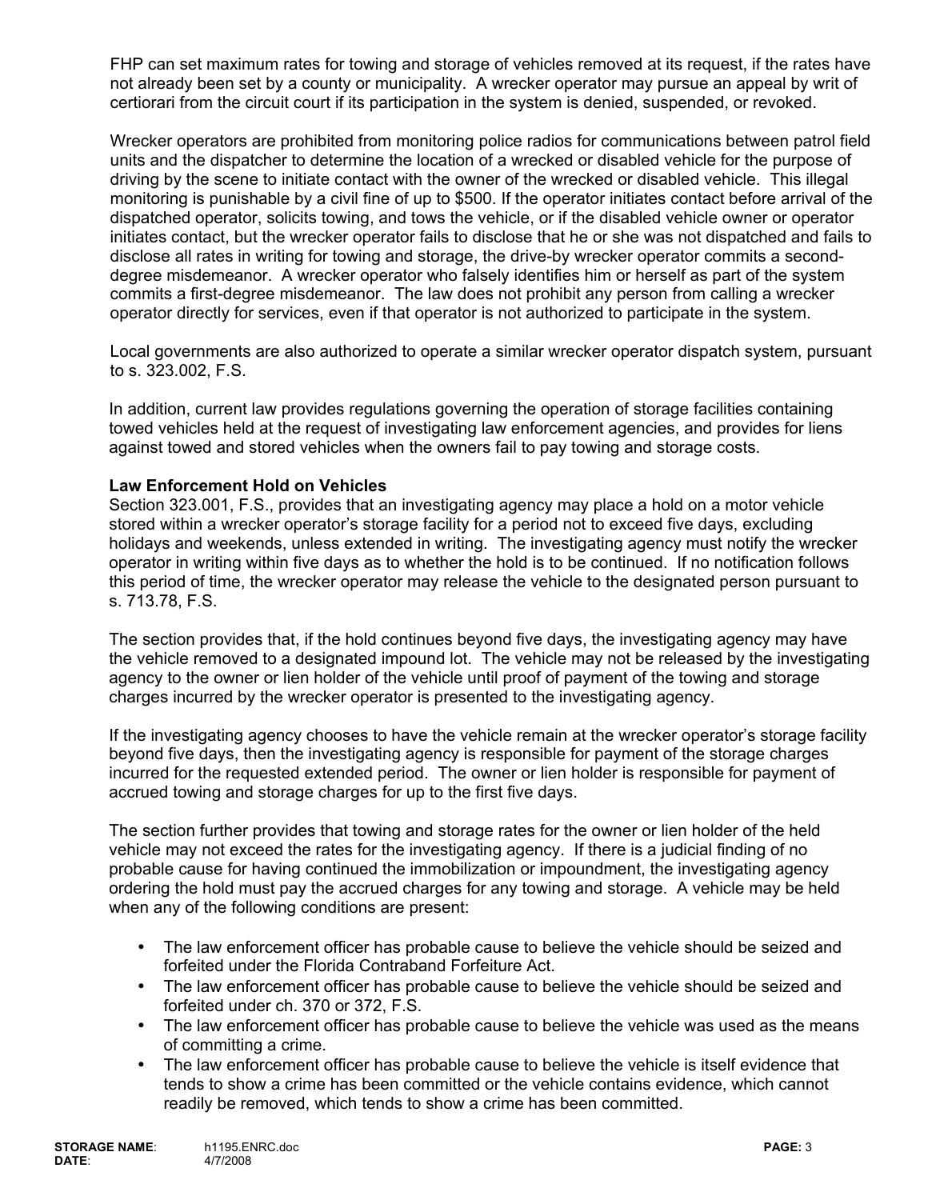FHP can set maximum rates for towing and storage of vehicles removed at its request, if the rates have not already been set by a county or municipality. A wrecker operator may pursue an appeal by writ of certiorari from the circuit court if its participation in the system is denied, suspended, or revoked.

Wrecker operators are prohibited from monitoring police radios for communications between patrol field units and the dispatcher to determine the location of a wrecked or disabled vehicle for the purpose of driving by the scene to initiate contact with the owner of the wrecked or disabled vehicle. This illegal monitoring is punishable by a civil fine of up to $500. If the operator initiates contact before arrival of the dispatched operator, solicits towing, and tows the vehicle, or if the disabled vehicle owner or operator initiates contact, but the wrecker operator fails to disclose that he or she was not dispatched and fails to disclose all rates in writing for towing and storage, the drive-by wrecker operator commits a second-degree misdemeanor. A wrecker operator who falsely identifies him or herself as part of the system commits a first-degree misdemeanor. The law does not prohibit any person from calling a wrecker operator directly for services, even if that operator is not authorized to participate in the system.

Local governments are also authorized to operate a similar wrecker operator dispatch system, pursuant to s. 323.002, F.S.

In addition, current law provides regulations governing the operation of storage facilities containing towed vehicles held at the request of investigating law enforcement agencies, and provides for liens against towed and stored vehicles when the owners fail to pay towing and storage costs.

**Law Enforcement Hold on Vehicles**

Section 323.001, F.S., provides that an investigating agency may place a hold on a motor vehicle stored within a wrecker operator's storage facility for a period not to exceed five days, excluding holidays and weekends, unless extended in writing. The investigating agency must notify the wrecker operator in writing within five days as to whether the hold is to be continued. If no notification follows this period of time, the wrecker operator may release the vehicle to the designated person pursuant to s. 713.78, F.S.

The section provides that, if the hold continues beyond five days, the investigating agency may have the vehicle removed to a designated impound lot. The vehicle may not be released by the investigating agency to the owner or lien holder of the vehicle until proof of payment of the towing and storage charges incurred by the wrecker operator is presented to the investigating agency.

If the investigating agency chooses to have the vehicle remain at the wrecker operator's storage facility beyond five days, then the investigating agency is responsible for payment of the storage charges incurred for the requested extended period. The owner or lien holder is responsible for payment of accrued towing and storage charges for up to the first five days.

The section further provides that towing and storage rates for the owner or lien holder of the held vehicle may not exceed the rates for the investigating agency. If there is a judicial finding of no probable cause for having continued the immobilization or impoundment, the investigating agency ordering the hold must pay the accrued charges for any towing and storage. A vehicle may be held when any of the following conditions are present:

- The law enforcement officer has probable cause to believe the vehicle should be seized and forfeited under the Florida Contraband Forfeiture Act.
- The law enforcement officer has probable cause to believe the vehicle should be seized and forfeited under ch. 370 or 372, F.S.
- The law enforcement officer has probable cause to believe the vehicle was used as the means of committing a crime.
- The law enforcement officer has probable cause to believe the vehicle is itself evidence that tends to show a crime has been committed or the vehicle contains evidence, which cannot readily be removed, which tends to show a crime has been committed.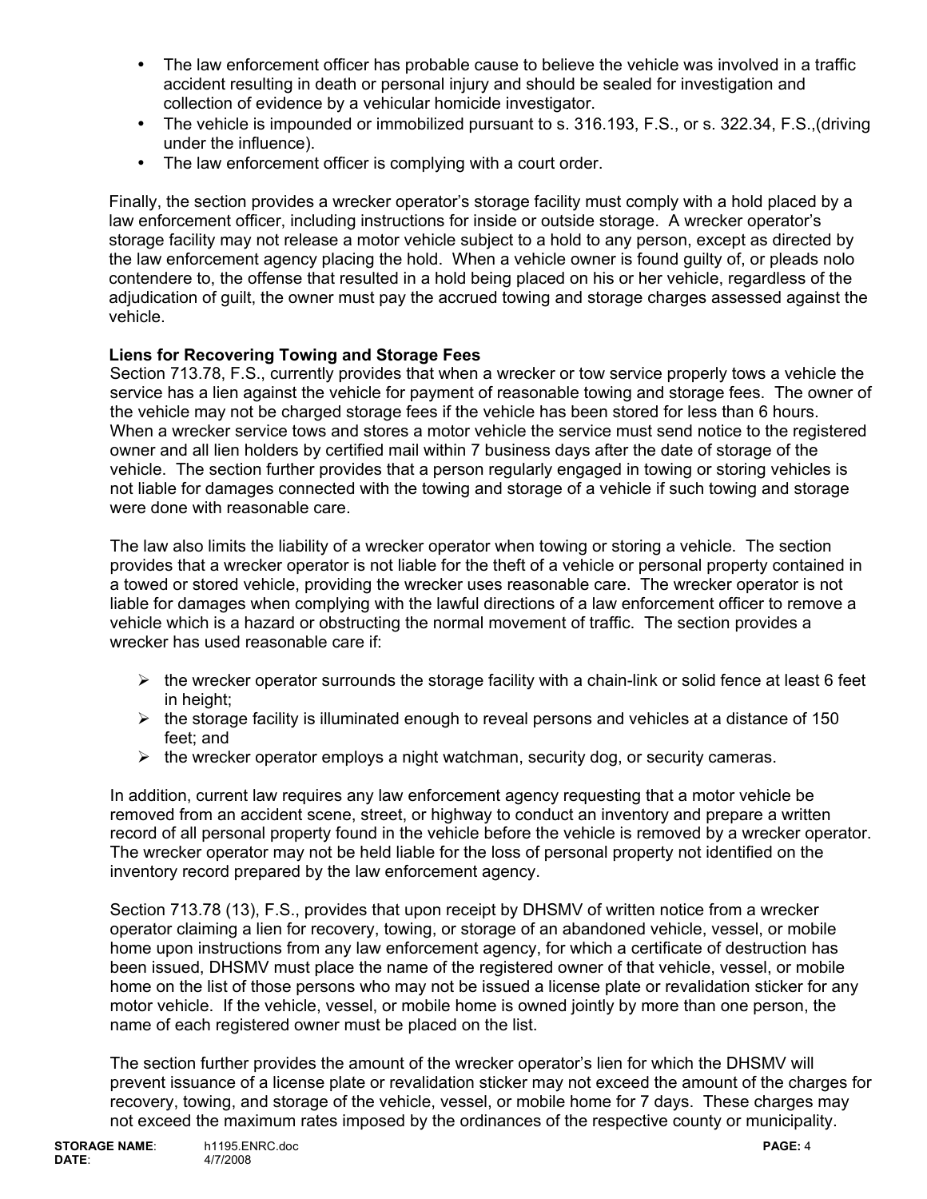- The law enforcement officer has probable cause to believe the vehicle was involved in a traffic accident resulting in death or personal injury and should be sealed for investigation and collection of evidence by a vehicular homicide investigator.
- The vehicle is impounded or immobilized pursuant to s. 316.193, F.S., or s. 322.34, F.S.,(driving under the influence).
- The law enforcement officer is complying with a court order.

Finally, the section provides a wrecker operator's storage facility must comply with a hold placed by a law enforcement officer, including instructions for inside or outside storage. A wrecker operator's storage facility may not release a motor vehicle subject to a hold to any person, except as directed by the law enforcement agency placing the hold. When a vehicle owner is found guilty of, or pleads nolo contendere to, the offense that resulted in a hold being placed on his or her vehicle, regardless of the adjudication of guilt, the owner must pay the accrued towing and storage charges assessed against the vehicle.

**Liens for Recovering Towing and Storage Fees**

Section 713.78, F.S., currently provides that when a wrecker or tow service properly tows a vehicle the service has a lien against the vehicle for payment of reasonable towing and storage fees. The owner of the vehicle may not be charged storage fees if the vehicle has been stored for less than 6 hours. When a wrecker service tows and stores a motor vehicle the service must send notice to the registered owner and all lien holders by certified mail within 7 business days after the date of storage of the vehicle. The section further provides that a person regularly engaged in towing or storing vehicles is not liable for damages connected with the towing and storage of a vehicle if such towing and storage were done with reasonable care.

The law also limits the liability of a wrecker operator when towing or storing a vehicle. The section provides that a wrecker operator is not liable for the theft of a vehicle or personal property contained in a towed or stored vehicle, providing the wrecker uses reasonable care. The wrecker operator is not liable for damages when complying with the lawful directions of a law enforcement officer to remove a vehicle which is a hazard or obstructing the normal movement of traffic. The section provides a wrecker has used reasonable care if:

- the wrecker operator surrounds the storage facility with a chain-link or solid fence at least 6 feet in height;
- the storage facility is illuminated enough to reveal persons and vehicles at a distance of 150 feet; and
- the wrecker operator employs a night watchman, security dog, or security cameras.

In addition, current law requires any law enforcement agency requesting that a motor vehicle be removed from an accident scene, street, or highway to conduct an inventory and prepare a written record of all personal property found in the vehicle before the vehicle is removed by a wrecker operator. The wrecker operator may not be held liable for the loss of personal property not identified on the inventory record prepared by the law enforcement agency.

Section 713.78 (13), F.S., provides that upon receipt by DHSMV of written notice from a wrecker operator claiming a lien for recovery, towing, or storage of an abandoned vehicle, vessel, or mobile home upon instructions from any law enforcement agency, for which a certificate of destruction has been issued, DHSMV must place the name of the registered owner of that vehicle, vessel, or mobile home on the list of those persons who may not be issued a license plate or revalidation sticker for any motor vehicle. If the vehicle, vessel, or mobile home is owned jointly by more than one person, the name of each registered owner must be placed on the list.

The section further provides the amount of the wrecker operator's lien for which the DHSMV will prevent issuance of a license plate or revalidation sticker may not exceed the amount of the charges for recovery, towing, and storage of the vehicle, vessel, or mobile home for 7 days. These charges may not exceed the maximum rates imposed by the ordinances of the respective county or municipality.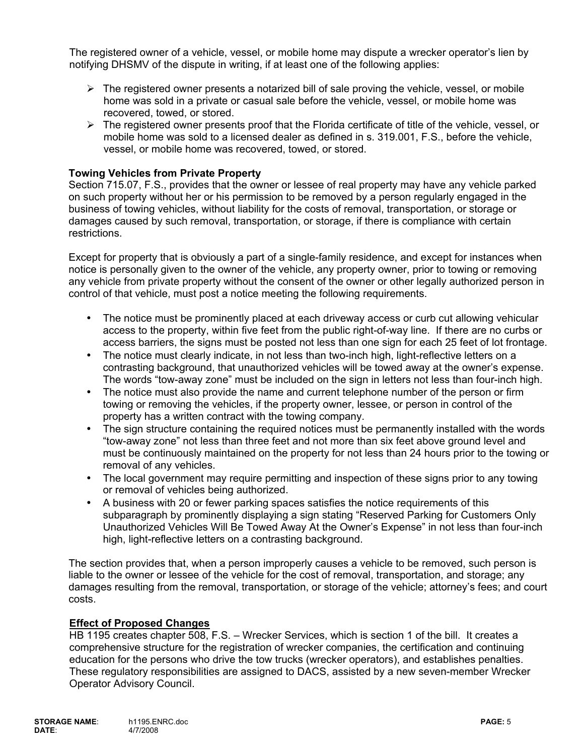The registered owner of a vehicle, vessel, or mobile home may dispute a wrecker operator's lien by notifying DHSMV of the dispute in writing, if at least one of the following applies:

- The registered owner presents a notarized bill of sale proving the vehicle, vessel, or mobile home was sold in a private or casual sale before the vehicle, vessel, or mobile home was recovered, towed, or stored.
- The registered owner presents proof that the Florida certificate of title of the vehicle, vessel, or mobile home was sold to a licensed dealer as defined in s. 319.001, F.S., before the vehicle, vessel, or mobile home was recovered, towed, or stored.

**Towing Vehicles from Private Property**

Section 715.07, F.S., provides that the owner or lessee of real property may have any vehicle parked on such property without her or his permission to be removed by a person regularly engaged in the business of towing vehicles, without liability for the costs of removal, transportation, or storage or damages caused by such removal, transportation, or storage, if there is compliance with certain restrictions.

Except for property that is obviously a part of a single-family residence, and except for instances when notice is personally given to the owner of the vehicle, any property owner, prior to towing or removing any vehicle from private property without the consent of the owner or other legally authorized person in control of that vehicle, must post a notice meeting the following requirements.

- The notice must be prominently placed at each driveway access or curb cut allowing vehicular access to the property, within five feet from the public right-of-way line. If there are no curbs or access barriers, the signs must be posted not less than one sign for each 25 feet of lot frontage.
- The notice must clearly indicate, in not less than two-inch high, light-reflective letters on a contrasting background, that unauthorized vehicles will be towed away at the owner's expense. The words "tow-away zone" must be included on the sign in letters not less than four-inch high.
- The notice must also provide the name and current telephone number of the person or firm towing or removing the vehicles, if the property owner, lessee, or person in control of the property has a written contract with the towing company.
- The sign structure containing the required notices must be permanently installed with the words "tow-away zone" not less than three feet and not more than six feet above ground level and must be continuously maintained on the property for not less than 24 hours prior to the towing or removal of any vehicles.
- The local government may require permitting and inspection of these signs prior to any towing or removal of vehicles being authorized.
- A business with 20 or fewer parking spaces satisfies the notice requirements of this subparagraph by prominently displaying a sign stating "Reserved Parking for Customers Only Unauthorized Vehicles Will Be Towed Away At the Owner's Expense" in not less than four-inch high, light-reflective letters on a contrasting background.

The section provides that, when a person improperly causes a vehicle to be removed, such person is liable to the owner or lessee of the vehicle for the cost of removal, transportation, and storage; any damages resulting from the removal, transportation, or storage of the vehicle; attorney's fees; and court costs.

**Effect of Proposed Changes**

HB 1195 creates chapter 508, F.S. – Wrecker Services, which is section 1 of the bill. It creates a comprehensive structure for the registration of wrecker companies, the certification and continuing education for the persons who drive the tow trucks (wrecker operators), and establishes penalties. These regulatory responsibilities are assigned to DACS, assisted by a new seven-member Wrecker Operator Advisory Council.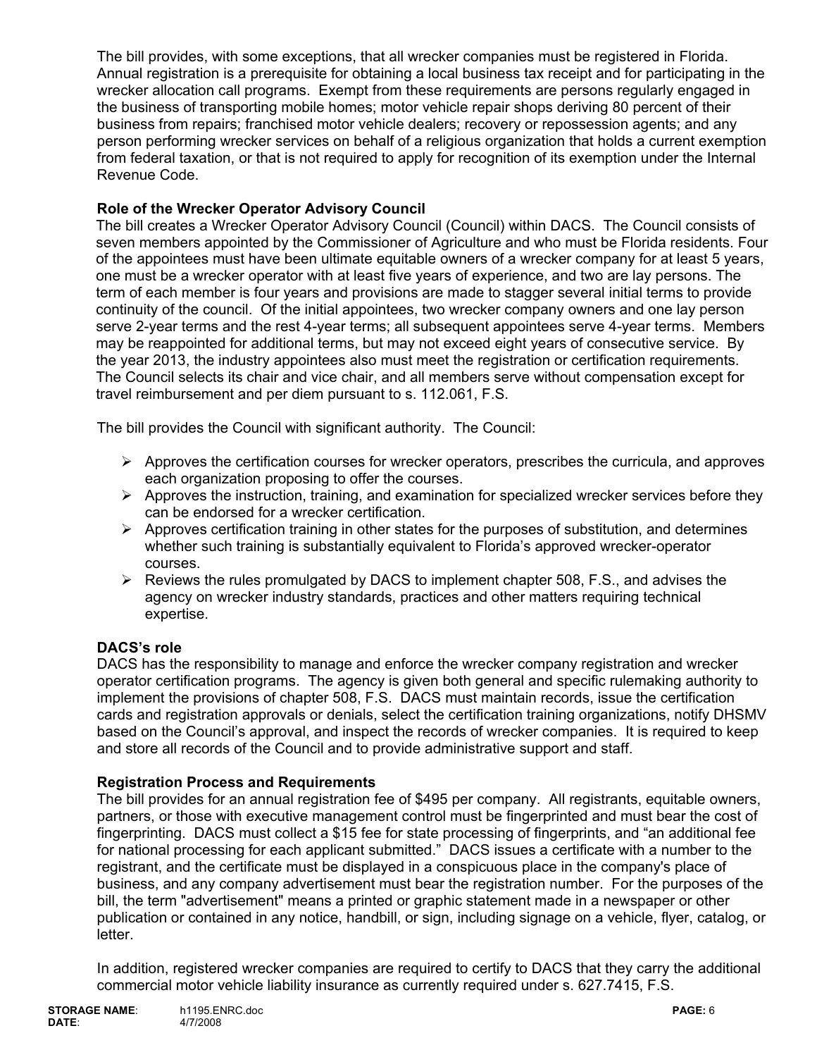The bill provides, with some exceptions, that all wrecker companies must be registered in Florida. Annual registration is a prerequisite for obtaining a local business tax receipt and for participating in the wrecker allocation call programs. Exempt from these requirements are persons regularly engaged in the business of transporting mobile homes; motor vehicle repair shops deriving 80 percent of their business from repairs; franchised motor vehicle dealers; recovery or repossession agents; and any person performing wrecker services on behalf of a religious organization that holds a current exemption from federal taxation, or that is not required to apply for recognition of its exemption under the Internal Revenue Code.

**Role of the Wrecker Operator Advisory Council**

The bill creates a Wrecker Operator Advisory Council (Council) within DACS. The Council consists of seven members appointed by the Commissioner of Agriculture and who must be Florida residents. Four of the appointees must have been ultimate equitable owners of a wrecker company for at least 5 years, one must be a wrecker operator with at least five years of experience, and two are lay persons. The term of each member is four years and provisions are made to stagger several initial terms to provide continuity of the council. Of the initial appointees, two wrecker company owners and one lay person serve 2-year terms and the rest 4-year terms; all subsequent appointees serve 4-year terms. Members may be reappointed for additional terms, but may not exceed eight years of consecutive service. By the year 2013, the industry appointees also must meet the registration or certification requirements. The Council selects its chair and vice chair, and all members serve without compensation except for travel reimbursement and per diem pursuant to s. 112.061, F.S.

The bill provides the Council with significant authority. The Council:

- Approves the certification courses for wrecker operators, prescribes the curricula, and approves each organization proposing to offer the courses.
- Approves the instruction, training, and examination for specialized wrecker services before they can be endorsed for a wrecker certification.
- Approves certification training in other states for the purposes of substitution, and determines whether such training is substantially equivalent to Florida's approved wrecker-operator courses.
- Reviews the rules promulgated by DACS to implement chapter 508, F.S., and advises the agency on wrecker industry standards, practices and other matters requiring technical expertise.

**DACS's role**

DACS has the responsibility to manage and enforce the wrecker company registration and wrecker operator certification programs. The agency is given both general and specific rulemaking authority to implement the provisions of chapter 508, F.S. DACS must maintain records, issue the certification cards and registration approvals or denials, select the certification training organizations, notify DHSMV based on the Council's approval, and inspect the records of wrecker companies. It is required to keep and store all records of the Council and to provide administrative support and staff.

**Registration Process and Requirements**

The bill provides for an annual registration fee of $495 per company. All registrants, equitable owners, partners, or those with executive management control must be fingerprinted and must bear the cost of fingerprinting. DACS must collect a $15 fee for state processing of fingerprints, and "an additional fee for national processing for each applicant submitted." DACS issues a certificate with a number to the registrant, and the certificate must be displayed in a conspicuous place in the company's place of business, and any company advertisement must bear the registration number. For the purposes of the bill, the term "advertisement" means a printed or graphic statement made in a newspaper or other publication or contained in any notice, handbill, or sign, including signage on a vehicle, flyer, catalog, or letter.

In addition, registered wrecker companies are required to certify to DACS that they carry the additional commercial motor vehicle liability insurance as currently required under s. 627.7415, F.S.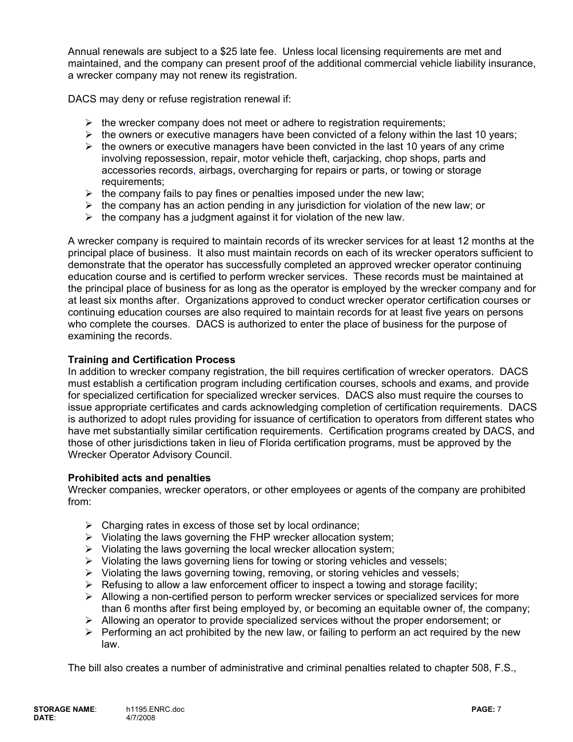Annual renewals are subject to a $25 late fee. Unless local licensing requirements are met and maintained, and the company can present proof of the additional commercial vehicle liability insurance, a wrecker company may not renew its registration.

DACS may deny or refuse registration renewal if:

- the wrecker company does not meet or adhere to registration requirements;
- the owners or executive managers have been convicted of a felony within the last 10 years;
- the owners or executive managers have been convicted in the last 10 years of any crime involving repossession, repair, motor vehicle theft, carjacking, chop shops, parts and accessories records, airbags, overcharging for repairs or parts, or towing or storage requirements;
- the company fails to pay fines or penalties imposed under the new law;
- the company has an action pending in any jurisdiction for violation of the new law; or
- the company has a judgment against it for violation of the new law.

A wrecker company is required to maintain records of its wrecker services for at least 12 months at the principal place of business. It also must maintain records on each of its wrecker operators sufficient to demonstrate that the operator has successfully completed an approved wrecker operator continuing education course and is certified to perform wrecker services. These records must be maintained at the principal place of business for as long as the operator is employed by the wrecker company and for at least six months after. Organizations approved to conduct wrecker operator certification courses or continuing education courses are also required to maintain records for at least five years on persons who complete the courses. DACS is authorized to enter the place of business for the purpose of examining the records.

**Training and Certification Process**

In addition to wrecker company registration, the bill requires certification of wrecker operators. DACS must establish a certification program including certification courses, schools and exams, and provide for specialized certification for specialized wrecker services. DACS also must require the courses to issue appropriate certificates and cards acknowledging completion of certification requirements. DACS is authorized to adopt rules providing for issuance of certification to operators from different states who have met substantially similar certification requirements. Certification programs created by DACS, and those of other jurisdictions taken in lieu of Florida certification programs, must be approved by the Wrecker Operator Advisory Council.

**Prohibited acts and penalties**

Wrecker companies, wrecker operators, or other employees or agents of the company are prohibited from:

- Charging rates in excess of those set by local ordinance;
- Violating the laws governing the FHP wrecker allocation system;
- Violating the laws governing the local wrecker allocation system;
- Violating the laws governing liens for towing or storing vehicles and vessels;
- Violating the laws governing towing, removing, or storing vehicles and vessels;
- Refusing to allow a law enforcement officer to inspect a towing and storage facility;
- Allowing a non-certified person to perform wrecker services or specialized services for more than 6 months after first being employed by, or becoming an equitable owner of, the company;
- Allowing an operator to provide specialized services without the proper endorsement; or
- Performing an act prohibited by the new law, or failing to perform an act required by the new law.

The bill also creates a number of administrative and criminal penalties related to chapter 508, F.S.,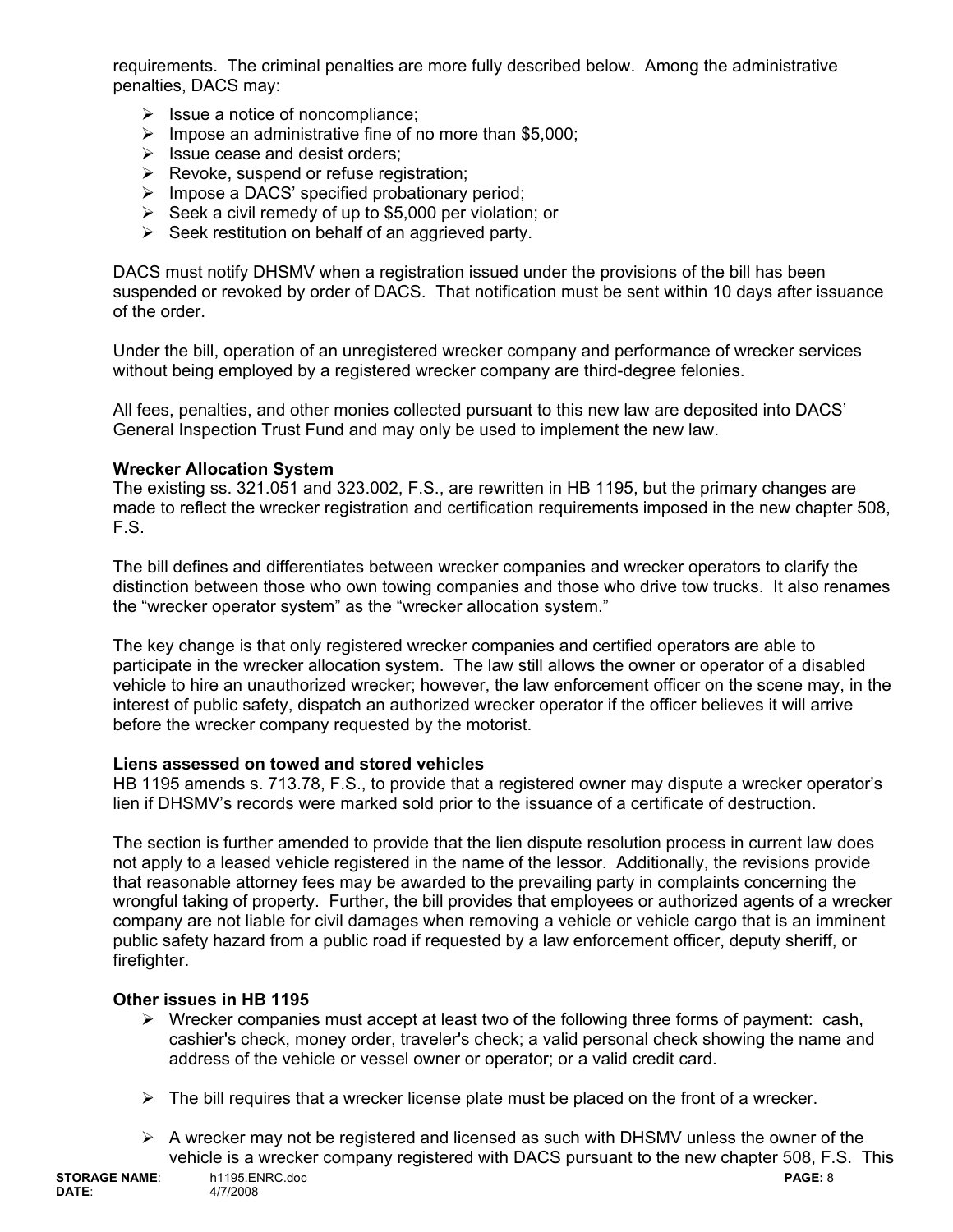requirements. The criminal penalties are more fully described below. Among the administrative penalties, DACS may:

- Issue a notice of noncompliance;
- Impose an administrative fine of no more than $5,000;
- Issue cease and desist orders;
- Revoke, suspend or refuse registration;
- Impose a DACS' specified probationary period;
- Seek a civil remedy of up to $5,000 per violation; or
- Seek restitution on behalf of an aggrieved party.

DACS must notify DHSMV when a registration issued under the provisions of the bill has been suspended or revoked by order of DACS. That notification must be sent within 10 days after issuance of the order.

Under the bill, operation of an unregistered wrecker company and performance of wrecker services without being employed by a registered wrecker company are third-degree felonies.

All fees, penalties, and other monies collected pursuant to this new law are deposited into DACS' General Inspection Trust Fund and may only be used to implement the new law.

**Wrecker Allocation System**

The existing ss. 321.051 and 323.002, F.S., are rewritten in HB 1195, but the primary changes are made to reflect the wrecker registration and certification requirements imposed in the new chapter 508, F.S.

The bill defines and differentiates between wrecker companies and wrecker operators to clarify the distinction between those who own towing companies and those who drive tow trucks. It also renames the "wrecker operator system" as the "wrecker allocation system."

The key change is that only registered wrecker companies and certified operators are able to participate in the wrecker allocation system. The law still allows the owner or operator of a disabled vehicle to hire an unauthorized wrecker; however, the law enforcement officer on the scene may, in the interest of public safety, dispatch an authorized wrecker operator if the officer believes it will arrive before the wrecker company requested by the motorist.

**Liens assessed on towed and stored vehicles**

HB 1195 amends s. 713.78, F.S., to provide that a registered owner may dispute a wrecker operator's lien if DHSMV's records were marked sold prior to the issuance of a certificate of destruction.

The section is further amended to provide that the lien dispute resolution process in current law does not apply to a leased vehicle registered in the name of the lessor. Additionally, the revisions provide that reasonable attorney fees may be awarded to the prevailing party in complaints concerning the wrongful taking of property. Further, the bill provides that employees or authorized agents of a wrecker company are not liable for civil damages when removing a vehicle or vehicle cargo that is an imminent public safety hazard from a public road if requested by a law enforcement officer, deputy sheriff, or firefighter.

**Other issues in HB 1195**

- Wrecker companies must accept at least two of the following three forms of payment: cash, cashier's check, money order, traveler's check; a valid personal check showing the name and address of the vehicle or vessel owner or operator; or a valid credit card.

- The bill requires that a wrecker license plate must be placed on the front of a wrecker.

- A wrecker may not be registered and licensed as such with DHSMV unless the owner of the vehicle is a wrecker company registered with DACS pursuant to the new chapter 508, F.S. This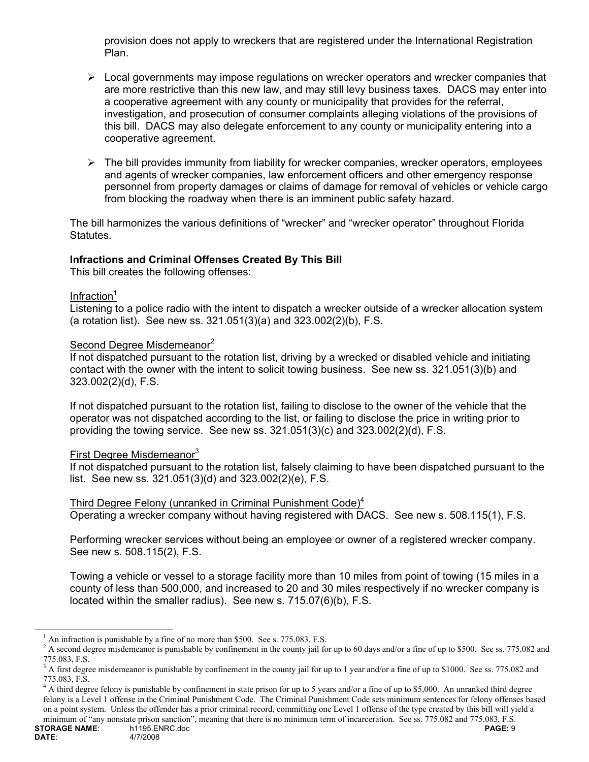provision does not apply to wreckers that are registered under the International Registration Plan.

- Local governments may impose regulations on wrecker operators and wrecker companies that are more restrictive than this new law, and may still levy business taxes. DACS may enter into a cooperative agreement with any county or municipality that provides for the referral, investigation, and prosecution of consumer complaints alleging violations of the provisions of this bill. DACS may also delegate enforcement to any county or municipality entering into a cooperative agreement.

- The bill provides immunity from liability for wrecker companies, wrecker operators, employees and agents of wrecker companies, law enforcement officers and other emergency response personnel from property damages or claims of damage for removal of vehicles or vehicle cargo from blocking the roadway when there is an imminent public safety hazard.

The bill harmonizes the various definitions of "wrecker" and "wrecker operator" throughout Florida Statutes.

**Infractions and Criminal Offenses Created By This Bill**
This bill creates the following offenses:

Infraction[1]
Listening to a police radio with the intent to dispatch a wrecker outside of a wrecker allocation system (a rotation list). See new ss. 321.051(3)(a) and 323.002(2)(b), F.S.

Second Degree Misdemeanor[2]
If not dispatched pursuant to the rotation list, driving by a wrecked or disabled vehicle and initiating contact with the owner with the intent to solicit towing business. See new ss. 321.051(3)(b) and 323.002(2)(d), F.S.

If not dispatched pursuant to the rotation list, failing to disclose to the owner of the vehicle that the operator was not dispatched according to the list, or failing to disclose the price in writing prior to providing the towing service. See new ss. 321.051(3)(c) and 323.002(2)(d), F.S.

First Degree Misdemeanor[3]
If not dispatched pursuant to the rotation list, falsely claiming to have been dispatched pursuant to the list. See new ss. 321.051(3)(d) and 323.002(2)(e), F.S.

Third Degree Felony (unranked in Criminal Punishment Code)[4]
Operating a wrecker company without having registered with DACS. See new s. 508.115(1), F.S.

Performing wrecker services without being an employee or owner of a registered wrecker company. See new s. 508.115(2), F.S.

Towing a vehicle or vessel to a storage facility more than 10 miles from point of towing (15 miles in a county of less than 500,000, and increased to 20 and 30 miles respectively if no wrecker company is located within the smaller radius). See new s. 715.07(6)(b), F.S.

---

[1] An infraction is punishable by a fine of no more than $500. See s. 775.083, F.S.

[2] A second degree misdemeanor is punishable by confinement in the county jail for up to 60 days and/or a fine of up to $500. See ss. 775.082 and 775.083, F.S.

[3] A first degree misdemeanor is punishable by confinement in the county jail for up to 1 year and/or a fine of up to $1000. See ss. 775.082 and 775.083, F.S.

[4] A third degree felony is punishable by confinement in state prison for up to 5 years and/or a fine of up to $5,000. An unranked third degree felony is a Level 1 offense in the Criminal Punishment Code. The Criminal Punishment Code sets minimum sentences for felony offenses based on a point system. Unless the offender has a prior criminal record, committing one Level 1 offense of the type created by this bill will yield a minimum of "any nonstate prison sanction", meaning that there is no minimum term of incarceration. See ss. 775.082 and 775.083, F.S.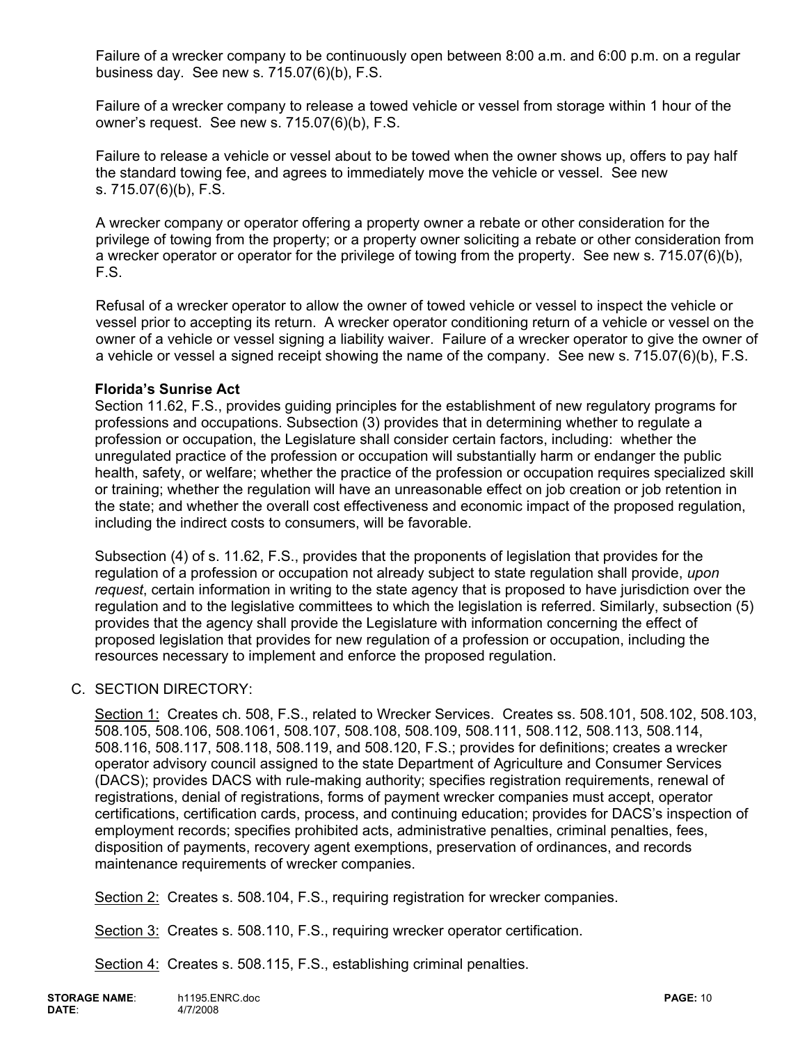Failure of a wrecker company to be continuously open between 8:00 a.m. and 6:00 p.m. on a regular business day. See new s. 715.07(6)(b), F.S.

Failure of a wrecker company to release a towed vehicle or vessel from storage within 1 hour of the owner's request. See new s. 715.07(6)(b), F.S.

Failure to release a vehicle or vessel about to be towed when the owner shows up, offers to pay half the standard towing fee, and agrees to immediately move the vehicle or vessel. See new s. 715.07(6)(b), F.S.

A wrecker company or operator offering a property owner a rebate or other consideration for the privilege of towing from the property; or a property owner soliciting a rebate or other consideration from a wrecker operator or operator for the privilege of towing from the property. See new s. 715.07(6)(b), F.S.

Refusal of a wrecker operator to allow the owner of towed vehicle or vessel to inspect the vehicle or vessel prior to accepting its return. A wrecker operator conditioning return of a vehicle or vessel on the owner of a vehicle or vessel signing a liability waiver. Failure of a wrecker operator to give the owner of a vehicle or vessel a signed receipt showing the name of the company. See new s. 715.07(6)(b), F.S.

**Florida's Sunrise Act**

Section 11.62, F.S., provides guiding principles for the establishment of new regulatory programs for professions and occupations. Subsection (3) provides that in determining whether to regulate a profession or occupation, the Legislature shall consider certain factors, including: whether the unregulated practice of the profession or occupation will substantially harm or endanger the public health, safety, or welfare; whether the practice of the profession or occupation requires specialized skill or training; whether the regulation will have an unreasonable effect on job creation or job retention in the state; and whether the overall cost effectiveness and economic impact of the proposed regulation, including the indirect costs to consumers, will be favorable.

Subsection (4) of s. 11.62, F.S., provides that the proponents of legislation that provides for the regulation of a profession or occupation not already subject to state regulation shall provide, *upon request*, certain information in writing to the state agency that is proposed to have jurisdiction over the regulation and to the legislative committees to which the legislation is referred. Similarly, subsection (5) provides that the agency shall provide the Legislature with information concerning the effect of proposed legislation that provides for new regulation of a profession or occupation, including the resources necessary to implement and enforce the proposed regulation.

C. SECTION DIRECTORY:

Section 1: Creates ch. 508, F.S., related to Wrecker Services. Creates ss. 508.101, 508.102, 508.103, 508.105, 508.106, 508.1061, 508.107, 508.108, 508.109, 508.111, 508.112, 508.113, 508.114, 508.116, 508.117, 508.118, 508.119, and 508.120, F.S.; provides for definitions; creates a wrecker operator advisory council assigned to the state Department of Agriculture and Consumer Services (DACS); provides DACS with rule-making authority; specifies registration requirements, renewal of registrations, denial of registrations, forms of payment wrecker companies must accept, operator certifications, certification cards, process, and continuing education; provides for DACS's inspection of employment records; specifies prohibited acts, administrative penalties, criminal penalties, fees, disposition of payments, recovery agent exemptions, preservation of ordinances, and records maintenance requirements of wrecker companies.

Section 2: Creates s. 508.104, F.S., requiring registration for wrecker companies.

Section 3: Creates s. 508.110, F.S., requiring wrecker operator certification.

Section 4: Creates s. 508.115, F.S., establishing criminal penalties.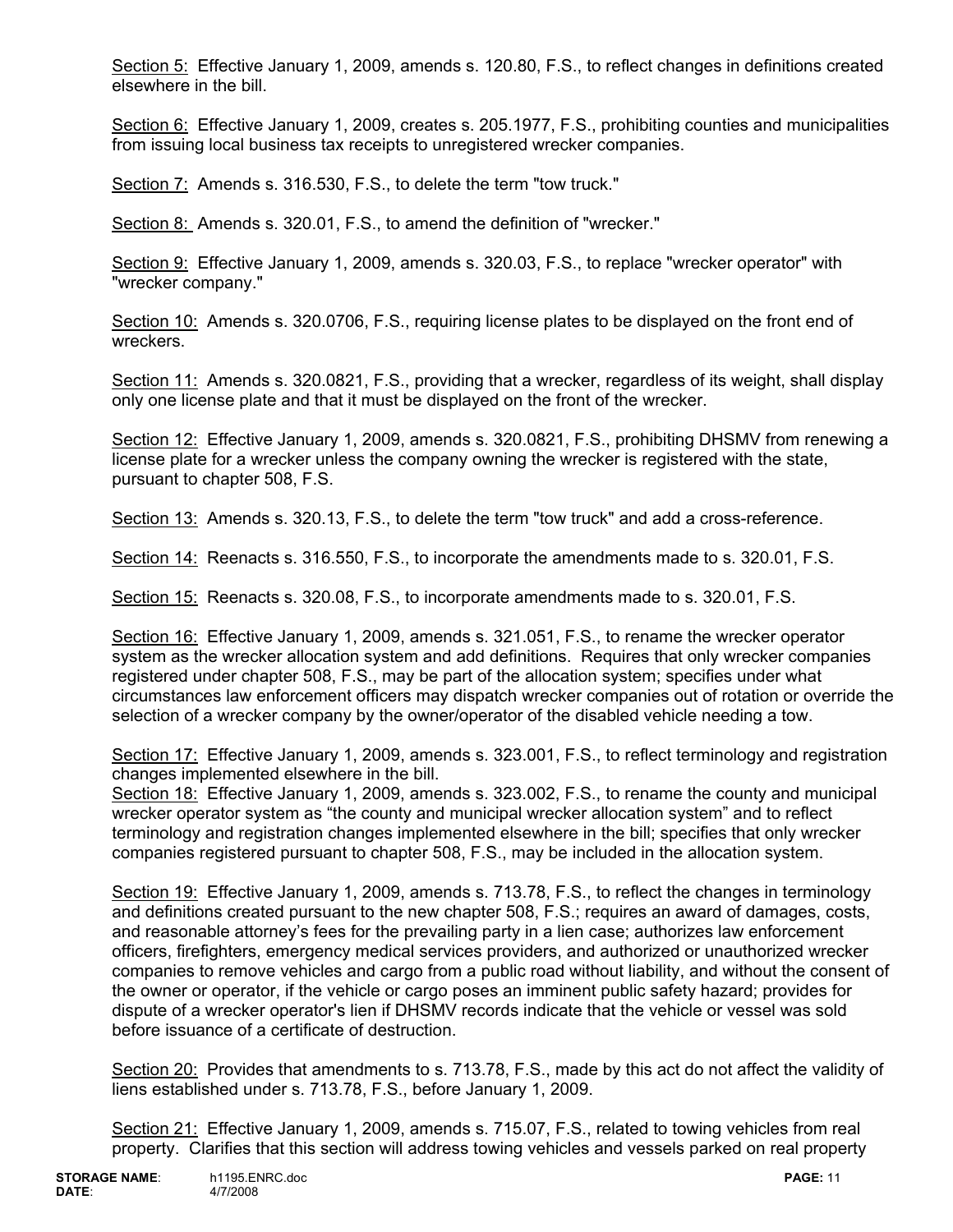Section 5: Effective January 1, 2009, amends s. 120.80, F.S., to reflect changes in definitions created elsewhere in the bill.

Section 6: Effective January 1, 2009, creates s. 205.1977, F.S., prohibiting counties and municipalities from issuing local business tax receipts to unregistered wrecker companies.

Section 7: Amends s. 316.530, F.S., to delete the term "tow truck."

Section 8: Amends s. 320.01, F.S., to amend the definition of "wrecker."

Section 9: Effective January 1, 2009, amends s. 320.03, F.S., to replace "wrecker operator" with "wrecker company."

Section 10: Amends s. 320.0706, F.S., requiring license plates to be displayed on the front end of wreckers.

Section 11: Amends s. 320.0821, F.S., providing that a wrecker, regardless of its weight, shall display only one license plate and that it must be displayed on the front of the wrecker.

Section 12: Effective January 1, 2009, amends s. 320.0821, F.S., prohibiting DHSMV from renewing a license plate for a wrecker unless the company owning the wrecker is registered with the state, pursuant to chapter 508, F.S.

Section 13: Amends s. 320.13, F.S., to delete the term "tow truck" and add a cross-reference.

Section 14: Reenacts s. 316.550, F.S., to incorporate the amendments made to s. 320.01, F.S.

Section 15: Reenacts s. 320.08, F.S., to incorporate amendments made to s. 320.01, F.S.

Section 16: Effective January 1, 2009, amends s. 321.051, F.S., to rename the wrecker operator system as the wrecker allocation system and add definitions. Requires that only wrecker companies registered under chapter 508, F.S., may be part of the allocation system; specifies under what circumstances law enforcement officers may dispatch wrecker companies out of rotation or override the selection of a wrecker company by the owner/operator of the disabled vehicle needing a tow.

Section 17: Effective January 1, 2009, amends s. 323.001, F.S., to reflect terminology and registration changes implemented elsewhere in the bill.

Section 18: Effective January 1, 2009, amends s. 323.002, F.S., to rename the county and municipal wrecker operator system as "the county and municipal wrecker allocation system" and to reflect terminology and registration changes implemented elsewhere in the bill; specifies that only wrecker companies registered pursuant to chapter 508, F.S., may be included in the allocation system.

Section 19: Effective January 1, 2009, amends s. 713.78, F.S., to reflect the changes in terminology and definitions created pursuant to the new chapter 508, F.S.; requires an award of damages, costs, and reasonable attorney's fees for the prevailing party in a lien case; authorizes law enforcement officers, firefighters, emergency medical services providers, and authorized or unauthorized wrecker companies to remove vehicles and cargo from a public road without liability, and without the consent of the owner or operator, if the vehicle or cargo poses an imminent public safety hazard; provides for dispute of a wrecker operator's lien if DHSMV records indicate that the vehicle or vessel was sold before issuance of a certificate of destruction.

Section 20: Provides that amendments to s. 713.78, F.S., made by this act do not affect the validity of liens established under s. 713.78, F.S., before January 1, 2009.

Section 21: Effective January 1, 2009, amends s. 715.07, F.S., related to towing vehicles from real property. Clarifies that this section will address towing vehicles and vessels parked on real property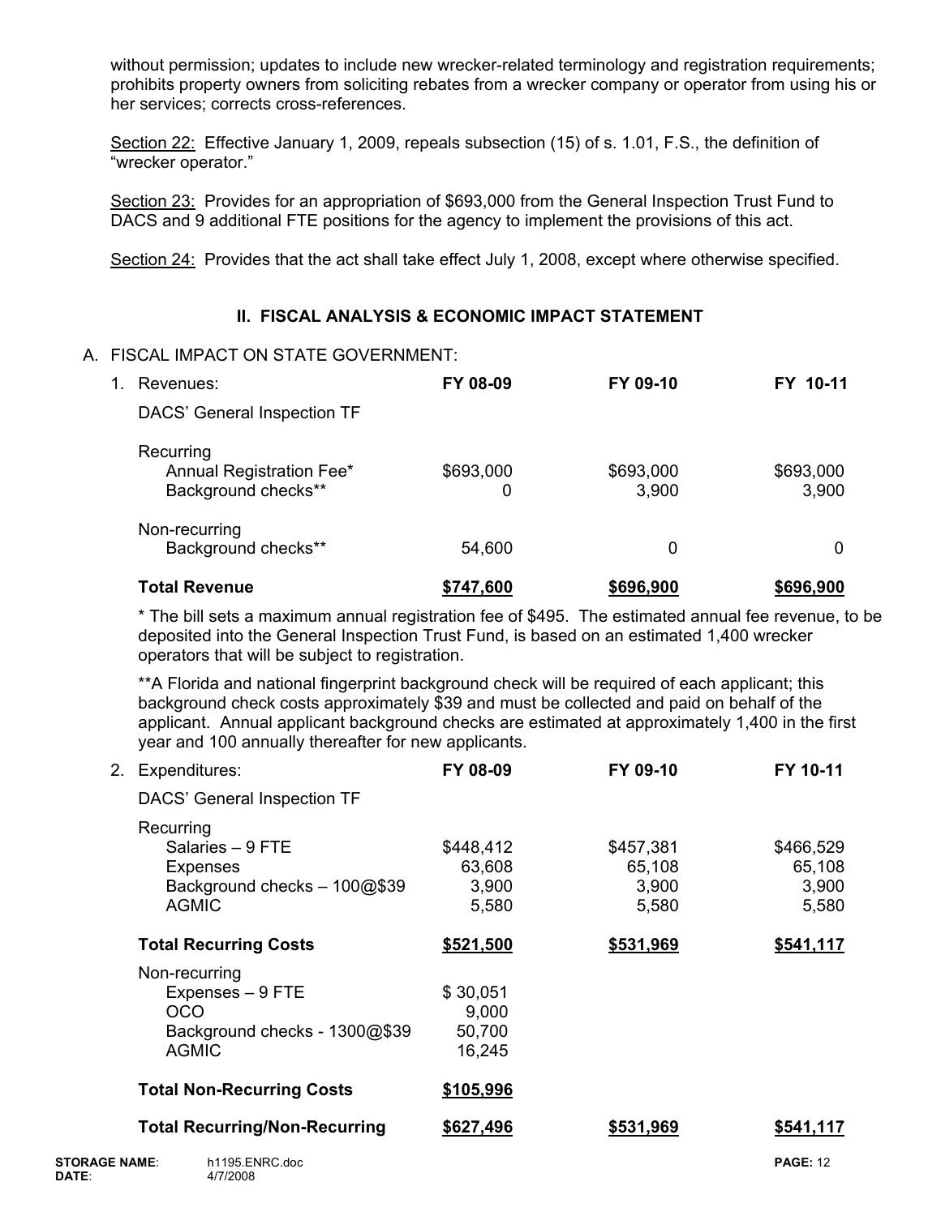without permission; updates to include new wrecker-related terminology and registration requirements; prohibits property owners from soliciting rebates from a wrecker company or operator from using his or her services; corrects cross-references.

Section 22: Effective January 1, 2009, repeals subsection (15) of s. 1.01, F.S., the definition of "wrecker operator."

Section 23: Provides for an appropriation of $693,000 from the General Inspection Trust Fund to DACS and 9 additional FTE positions for the agency to implement the provisions of this act.

Section 24: Provides that the act shall take effect July 1, 2008, except where otherwise specified.

## II. FISCAL ANALYSIS & ECONOMIC IMPACT STATEMENT

A. FISCAL IMPACT ON STATE GOVERNMENT:

1. Revenues:

| | FY 08-09 | FY 09-10 | FY 10-11 |
|---|---|---|---|
| DACS' General Inspection TF | | | |
| Recurring | | | |
| Annual Registration Fee* | $693,000 | $693,000 | $693,000 |
| Background checks** | 0 | 3,900 | 3,900 |
| Non-recurring | | | |
| Background checks** | 54,600 | 0 | 0 |
| **Total Revenue** | **$747,600** | **$696,900** | **$696,900** |

\* The bill sets a maximum annual registration fee of $495. The estimated annual fee revenue, to be deposited into the General Inspection Trust Fund, is based on an estimated 1,400 wrecker operators that will be subject to registration.

\*\*A Florida and national fingerprint background check will be required of each applicant; this background check costs approximately $39 and must be collected and paid on behalf of the applicant. Annual applicant background checks are estimated at approximately 1,400 in the first year and 100 annually thereafter for new applicants.

2. Expenditures:

| | FY 08-09 | FY 09-10 | FY 10-11 |
|---|---|---|---|
| DACS' General Inspection TF | | | |
| Recurring | | | |
| Salaries – 9 FTE | $448,412 | $457,381 | $466,529 |
| Expenses | 63,608 | 65,108 | 65,108 |
| Background checks – 100@$39 | 3,900 | 3,900 | 3,900 |
| AGMIC | 5,580 | 5,580 | 5,580 |
| **Total Recurring Costs** | **$521,500** | **$531,969** | **$541,117** |
| Non-recurring | | | |
| Expenses – 9 FTE | $ 30,051 | | |
| OCO | 9,000 | | |
| Background checks - 1300@$39 | 50,700 | | |
| AGMIC | 16,245 | | |
| **Total Non-Recurring Costs** | **$105,996** | | |
| **Total Recurring/Non-Recurring** | **$627,496** | **$531,969** | **$541,117** |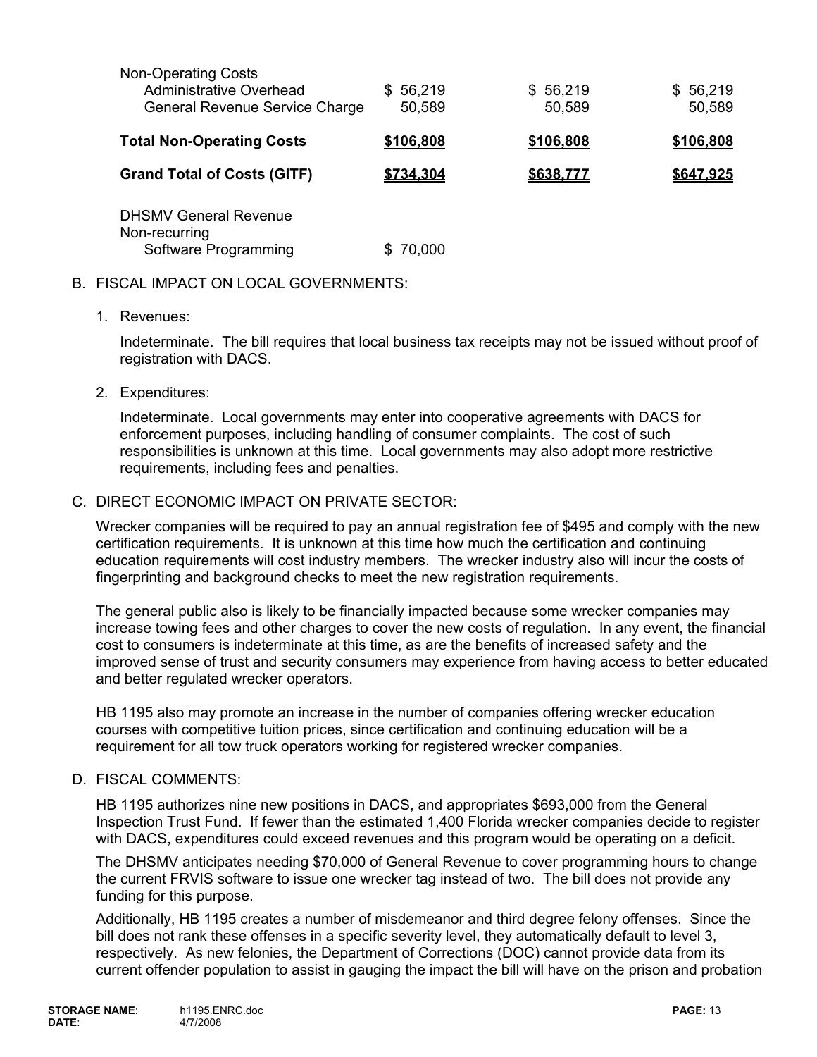| | | | |
|---|---|---|---|
| Non-Operating Costs | | | |
| Administrative Overhead | $ 56,219 | $ 56,219 | $ 56,219 |
| General Revenue Service Charge | 50,589 | 50,589 | 50,589 |
| **Total Non-Operating Costs** | **$106,808** | **$106,808** | **$106,808** |
| **Grand Total of Costs (GITF)** | **$734,304** | **$638,777** | **$647,925** |
| DHSMV General Revenue | | | |
| Non-recurring | | | |
| Software Programming | $ 70,000 | | |

B. FISCAL IMPACT ON LOCAL GOVERNMENTS:

1. Revenues:

   Indeterminate. The bill requires that local business tax receipts may not be issued without proof of registration with DACS.

2. Expenditures:

   Indeterminate. Local governments may enter into cooperative agreements with DACS for enforcement purposes, including handling of consumer complaints. The cost of such responsibilities is unknown at this time. Local governments may also adopt more restrictive requirements, including fees and penalties.

C. DIRECT ECONOMIC IMPACT ON PRIVATE SECTOR:

Wrecker companies will be required to pay an annual registration fee of $495 and comply with the new certification requirements. It is unknown at this time how much the certification and continuing education requirements will cost industry members. The wrecker industry also will incur the costs of fingerprinting and background checks to meet the new registration requirements.

The general public also is likely to be financially impacted because some wrecker companies may increase towing fees and other charges to cover the new costs of regulation. In any event, the financial cost to consumers is indeterminate at this time, as are the benefits of increased safety and the improved sense of trust and security consumers may experience from having access to better educated and better regulated wrecker operators.

HB 1195 also may promote an increase in the number of companies offering wrecker education courses with competitive tuition prices, since certification and continuing education will be a requirement for all tow truck operators working for registered wrecker companies.

D. FISCAL COMMENTS:

HB 1195 authorizes nine new positions in DACS, and appropriates $693,000 from the General Inspection Trust Fund. If fewer than the estimated 1,400 Florida wrecker companies decide to register with DACS, expenditures could exceed revenues and this program would be operating on a deficit.

The DHSMV anticipates needing $70,000 of General Revenue to cover programming hours to change the current FRVIS software to issue one wrecker tag instead of two. The bill does not provide any funding for this purpose.

Additionally, HB 1195 creates a number of misdemeanor and third degree felony offenses. Since the bill does not rank these offenses in a specific severity level, they automatically default to level 3, respectively. As new felonies, the Department of Corrections (DOC) cannot provide data from its current offender population to assist in gauging the impact the bill will have on the prison and probation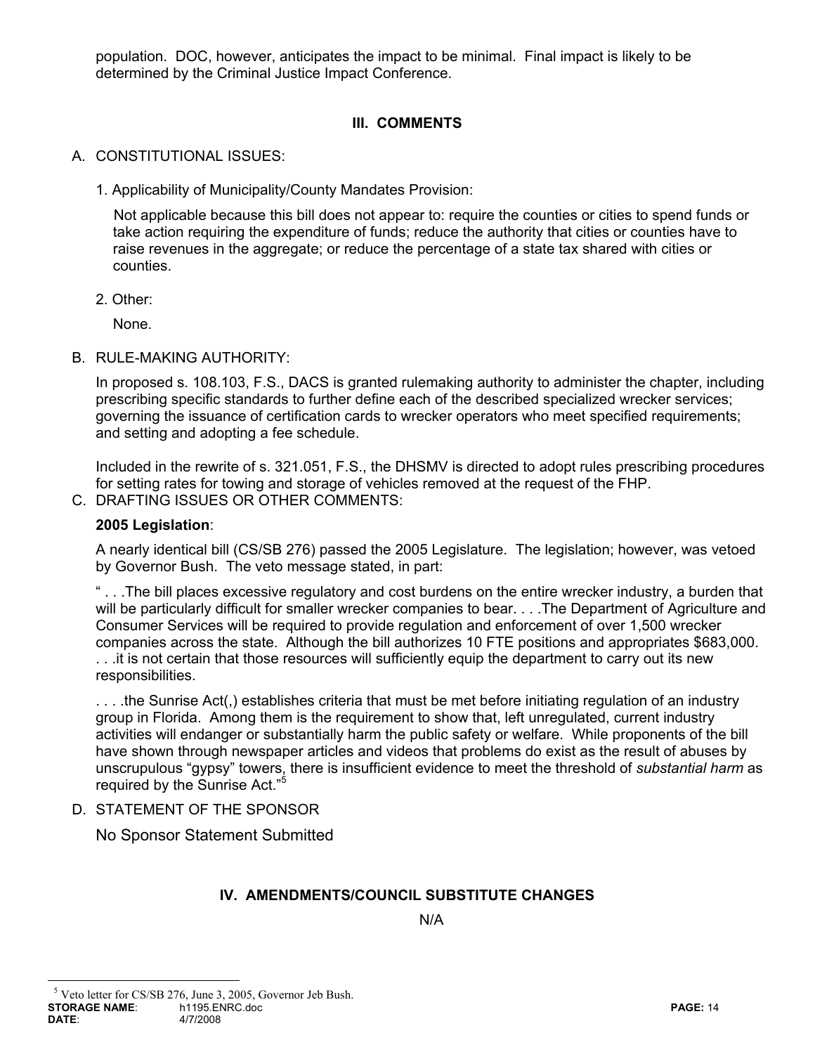population. DOC, however, anticipates the impact to be minimal. Final impact is likely to be determined by the Criminal Justice Impact Conference.

## III. COMMENTS

A. CONSTITUTIONAL ISSUES:

1. Applicability of Municipality/County Mandates Provision:

Not applicable because this bill does not appear to: require the counties or cities to spend funds or take action requiring the expenditure of funds; reduce the authority that cities or counties have to raise revenues in the aggregate; or reduce the percentage of a state tax shared with cities or counties.

2. Other:

None.

B. RULE-MAKING AUTHORITY:

In proposed s. 108.103, F.S., DACS is granted rulemaking authority to administer the chapter, including prescribing specific standards to further define each of the described specialized wrecker services; governing the issuance of certification cards to wrecker operators who meet specified requirements; and setting and adopting a fee schedule.

Included in the rewrite of s. 321.051, F.S., the DHSMV is directed to adopt rules prescribing procedures for setting rates for towing and storage of vehicles removed at the request of the FHP.

C. DRAFTING ISSUES OR OTHER COMMENTS:

**2005 Legislation**:

A nearly identical bill (CS/SB 276) passed the 2005 Legislature. The legislation; however, was vetoed by Governor Bush. The veto message stated, in part:

" . . .The bill places excessive regulatory and cost burdens on the entire wrecker industry, a burden that will be particularly difficult for smaller wrecker companies to bear. . . .The Department of Agriculture and Consumer Services will be required to provide regulation and enforcement of over 1,500 wrecker companies across the state. Although the bill authorizes 10 FTE positions and appropriates $683,000. . . .it is not certain that those resources will sufficiently equip the department to carry out its new responsibilities.

. . . .the Sunrise Act(,) establishes criteria that must be met before initiating regulation of an industry group in Florida. Among them is the requirement to show that, left unregulated, current industry activities will endanger or substantially harm the public safety or welfare. While proponents of the bill have shown through newspaper articles and videos that problems do exist as the result of abuses by unscrupulous "gypsy" towers, there is insufficient evidence to meet the threshold of *substantial harm* as required by the Sunrise Act."[5]

D. STATEMENT OF THE SPONSOR

No Sponsor Statement Submitted

## IV. AMENDMENTS/COUNCIL SUBSTITUTE CHANGES

N/A

[5] Veto letter for CS/SB 276, June 3, 2005, Governor Jeb Bush.